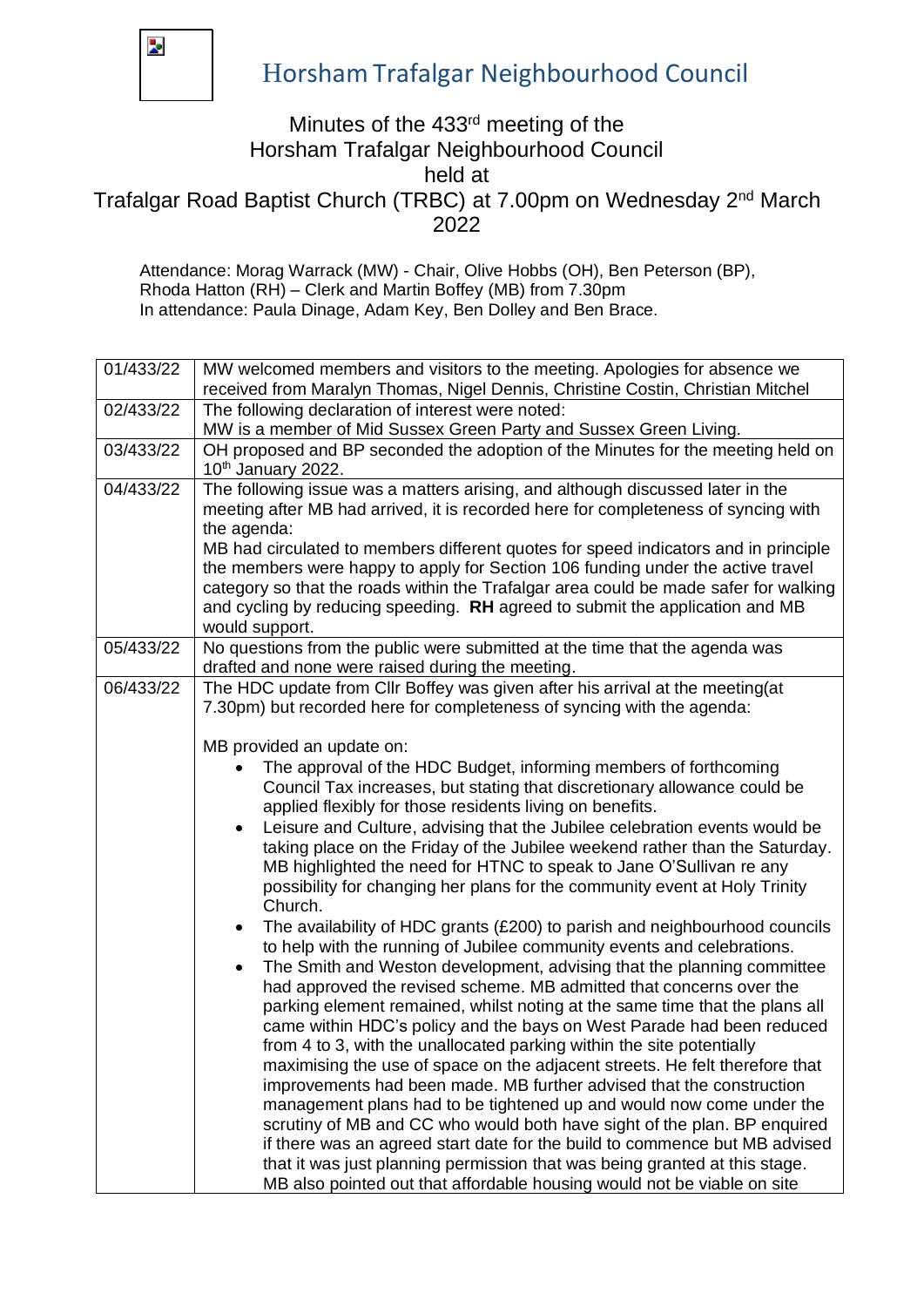# Horsham Trafalgar Neighbourhood Council

## Minutes of the 433rd meeting of the Horsham Trafalgar Neighbourhood Council held at Trafalgar Road Baptist Church (TRBC) at 7.00pm on Wednesday 2nd March 2022

Attendance: Morag Warrack (MW) - Chair, Olive Hobbs (OH), Ben Peterson (BP), Rhoda Hatton (RH) – Clerk and Martin Boffey (MB) from 7.30pm
In attendance: Paula Dinage, Adam Key, Ben Dolley and Ben Brace.

| | |
|---|---|
| 01/433/22 | MW welcomed members and visitors to the meeting. Apologies for absence we received from Maralyn Thomas, Nigel Dennis, Christine Costin, Christian Mitchel |
| 02/433/22 | The following declaration of interest were noted:<br>MW is a member of Mid Sussex Green Party and Sussex Green Living. |
| 03/433/22 | OH proposed and BP seconded the adoption of the Minutes for the meeting held on 10th January 2022. |
| 04/433/22 | The following issue was a matters arising, and although discussed later in the meeting after MB had arrived, it is recorded here for completeness of syncing with the agenda:<br>MB had circulated to members different quotes for speed indicators and in principle the members were happy to apply for Section 106 funding under the active travel category so that the roads within the Trafalgar area could be made safer for walking and cycling by reducing speeding. **RH** agreed to submit the application and MB would support. |
| 05/433/22 | No questions from the public were submitted at the time that the agenda was drafted and none were raised during the meeting. |
| 06/433/22 | The HDC update from Cllr Boffey was given after his arrival at the meeting(at 7.30pm) but recorded here for completeness of syncing with the agenda:<br><br>MB provided an update on:<br>• The approval of the HDC Budget, informing members of forthcoming Council Tax increases, but stating that discretionary allowance could be applied flexibly for those residents living on benefits.<br>• Leisure and Culture, advising that the Jubilee celebration events would be taking place on the Friday of the Jubilee weekend rather than the Saturday. MB highlighted the need for HTNC to speak to Jane O'Sullivan re any possibility for changing her plans for the community event at Holy Trinity Church.<br>• The availability of HDC grants (£200) to parish and neighbourhood councils to help with the running of Jubilee community events and celebrations.<br>• The Smith and Weston development, advising that the planning committee had approved the revised scheme. MB admitted that concerns over the parking element remained, whilst noting at the same time that the plans all came within HDC's policy and the bays on West Parade had been reduced from 4 to 3, with the unallocated parking within the site potentially maximising the use of space on the adjacent streets. He felt therefore that improvements had been made. MB further advised that the construction management plans had to be tightened up and would now come under the scrutiny of MB and CC who would both have sight of the plan. BP enquired if there was an agreed start date for the build to commence but MB advised that it was just planning permission that was being granted at this stage. MB also pointed out that affordable housing would not be viable on site |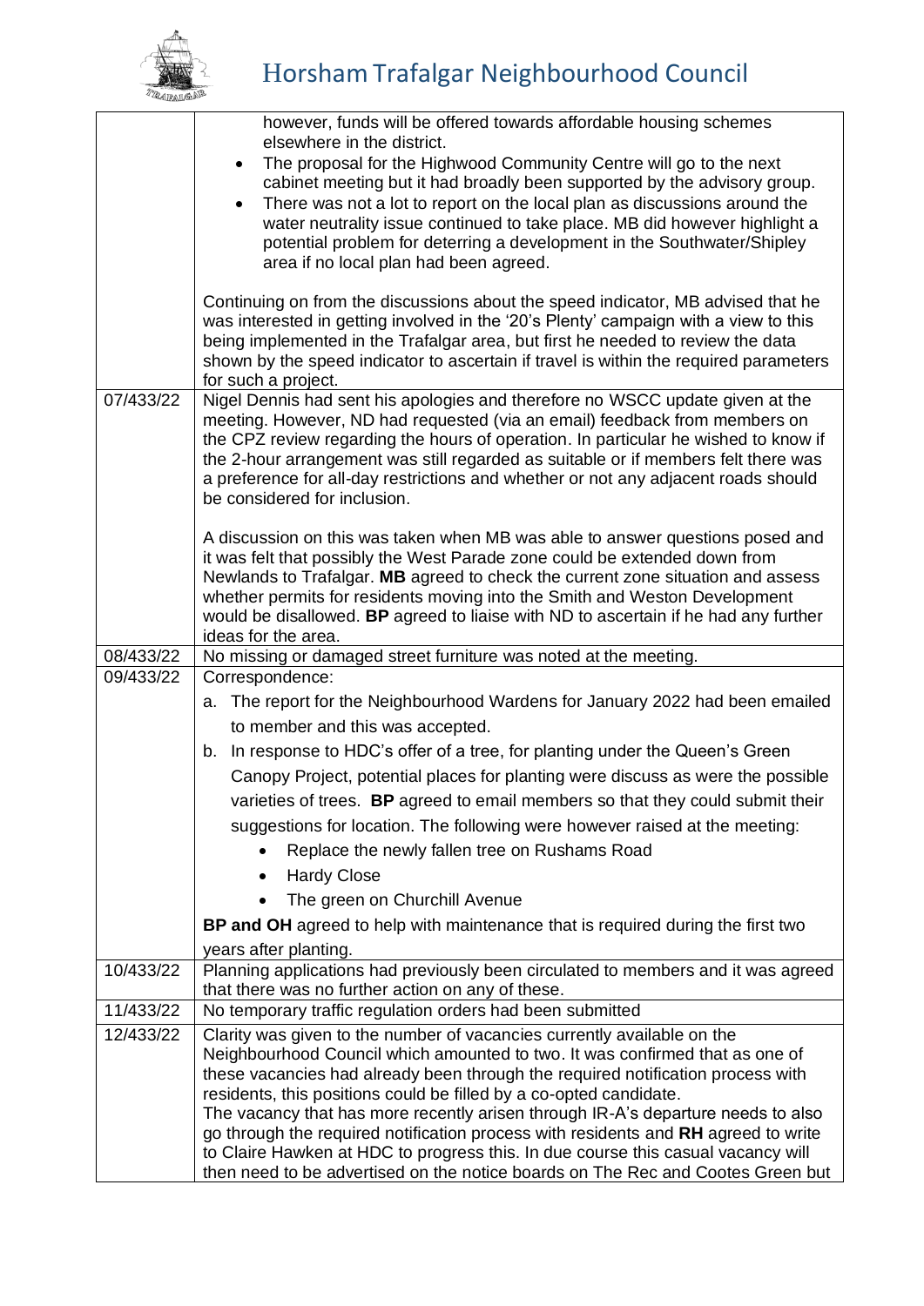| | |
|---|---|
| | however, funds will be offered towards affordable housing schemes elsewhere in the district.<br>• The proposal for the Highwood Community Centre will go to the next cabinet meeting but it had broadly been supported by the advisory group.<br>• There was not a lot to report on the local plan as discussions around the water neutrality issue continued to take place. MB did however highlight a potential problem for deterring a development in the Southwater/Shipley area if no local plan had been agreed.<br><br>Continuing on from the discussions about the speed indicator, MB advised that he was interested in getting involved in the '20's Plenty' campaign with a view to this being implemented in the Trafalgar area, but first he needed to review the data shown by the speed indicator to ascertain if travel is within the required parameters for such a project. |
| 07/433/22 | Nigel Dennis had sent his apologies and therefore no WSCC update given at the meeting. However, ND had requested (via an email) feedback from members on the CPZ review regarding the hours of operation. In particular he wished to know if the 2-hour arrangement was still regarded as suitable or if members felt there was a preference for all-day restrictions and whether or not any adjacent roads should be considered for inclusion.<br><br>A discussion on this was taken when MB was able to answer questions posed and it was felt that possibly the West Parade zone could be extended down from Newlands to Trafalgar. **MB** agreed to check the current zone situation and assess whether permits for residents moving into the Smith and Weston Development would be disallowed. **BP** agreed to liaise with ND to ascertain if he had any further ideas for the area. |
| 08/433/22 | No missing or damaged street furniture was noted at the meeting. |
| 09/433/22 | Correspondence:<br>a. The report for the Neighbourhood Wardens for January 2022 had been emailed to member and this was accepted.<br>b. In response to HDC's offer of a tree, for planting under the Queen's Green Canopy Project, potential places for planting were discuss as were the possible varieties of trees. **BP** agreed to email members so that they could submit their suggestions for location. The following were however raised at the meeting:<br>• Replace the newly fallen tree on Rushams Road<br>• Hardy Close<br>• The green on Churchill Avenue<br><br>**BP and OH** agreed to help with maintenance that is required during the first two years after planting. |
| 10/433/22 | Planning applications had previously been circulated to members and it was agreed that there was no further action on any of these. |
| 11/433/22 | No temporary traffic regulation orders had been submitted |
| 12/433/22 | Clarity was given to the number of vacancies currently available on the Neighbourhood Council which amounted to two. It was confirmed that as one of these vacancies had already been through the required notification process with residents, this positions could be filled by a co-opted candidate.<br>The vacancy that has more recently arisen through IR-A's departure needs to also go through the required notification process with residents and **RH** agreed to write to Claire Hawken at HDC to progress this. In due course this casual vacancy will then need to be advertised on the notice boards on The Rec and Cootes Green but |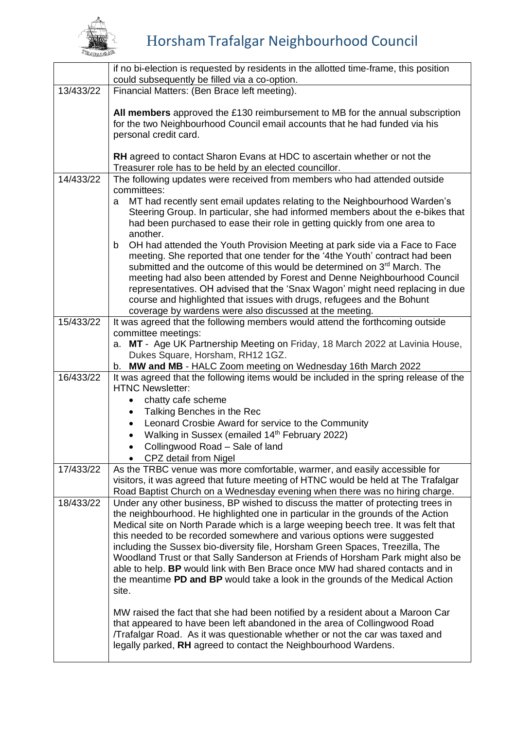| | |
|---|---|
| | if no bi-election is requested by residents in the allotted time-frame, this position could subsequently be filled via a co-option. |
| 13/433/22 | Financial Matters: (Ben Brace left meeting).<br><br>**All members** approved the £130 reimbursement to MB for the annual subscription for the two Neighbourhood Council email accounts that he had funded via his personal credit card.<br><br>**RH** agreed to contact Sharon Evans at HDC to ascertain whether or not the Treasurer role has to be held by an elected councillor. |
| 14/433/22 | The following updates were received from members who had attended outside committees:<br>a MT had recently sent email updates relating to the Neighbourhood Warden's Steering Group. In particular, she had informed members about the e-bikes that had been purchased to ease their role in getting quickly from one area to another.<br>b OH had attended the Youth Provision Meeting at park side via a Face to Face meeting. She reported that one tender for the '4the Youth' contract had been submitted and the outcome of this would be determined on 3rd March. The meeting had also been attended by Forest and Denne Neighbourhood Council representatives. OH advised that the 'Snax Wagon' might need replacing in due course and highlighted that issues with drugs, refugees and the Bohunt coverage by wardens were also discussed at the meeting. |
| 15/433/22 | It was agreed that the following members would attend the forthcoming outside committee meetings:<br>a. **MT** - Age UK Partnership Meeting on Friday, 18 March 2022 at Lavinia House, Dukes Square, Horsham, RH12 1GZ.<br>b. **MW and MB** - HALC Zoom meeting on Wednesday 16th March 2022 |
| 16/433/22 | It was agreed that the following items would be included in the spring release of the HTNC Newsletter:<br>• chatty cafe scheme<br>• Talking Benches in the Rec<br>• Leonard Crosbie Award for service to the Community<br>• Walking in Sussex (emailed 14th February 2022)<br>• Collingwood Road – Sale of land<br>• CPZ detail from Nigel |
| 17/433/22 | As the TRBC venue was more comfortable, warmer, and easily accessible for visitors, it was agreed that future meeting of HTNC would be held at The Trafalgar Road Baptist Church on a Wednesday evening when there was no hiring charge. |
| 18/433/22 | Under any other business, BP wished to discuss the matter of protecting trees in the neighbourhood. He highlighted one in particular in the grounds of the Action Medical site on North Parade which is a large weeping beech tree. It was felt that this needed to be recorded somewhere and various options were suggested including the Sussex bio-diversity file, Horsham Green Spaces, Treezilla, The Woodland Trust or that Sally Sanderson at Friends of Horsham Park might also be able to help. **BP** would link with Ben Brace once MW had shared contacts and in the meantime **PD and BP** would take a look in the grounds of the Medical Action site.<br><br>MW raised the fact that she had been notified by a resident about a Maroon Car that appeared to have been left abandoned in the area of Collingwood Road /Trafalgar Road. As it was questionable whether or not the car was taxed and legally parked, **RH** agreed to contact the Neighbourhood Wardens. |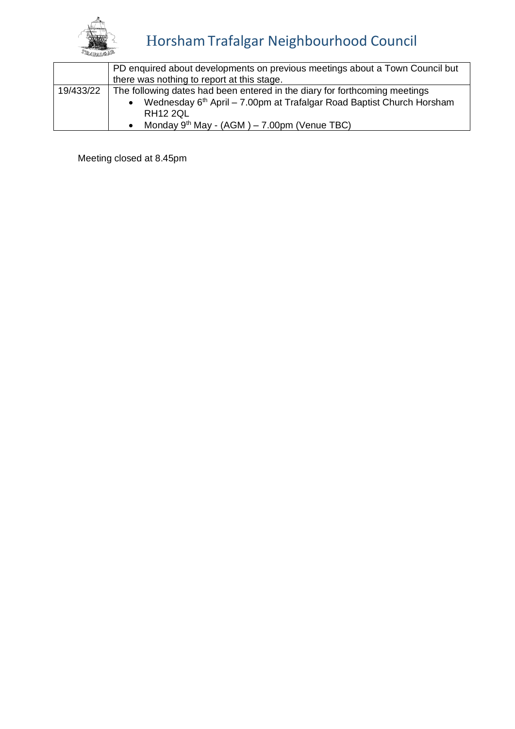| | |
|---|---|
| | PD enquired about developments on previous meetings about a Town Council but there was nothing to report at this stage. |
| 19/433/22 | The following dates had been entered in the diary for forthcoming meetings<br>• Wednesday 6th April – 7.00pm at Trafalgar Road Baptist Church Horsham RH12 2QL<br>• Monday 9th May - (AGM ) – 7.00pm (Venue TBC) |

Meeting closed at 8.45pm